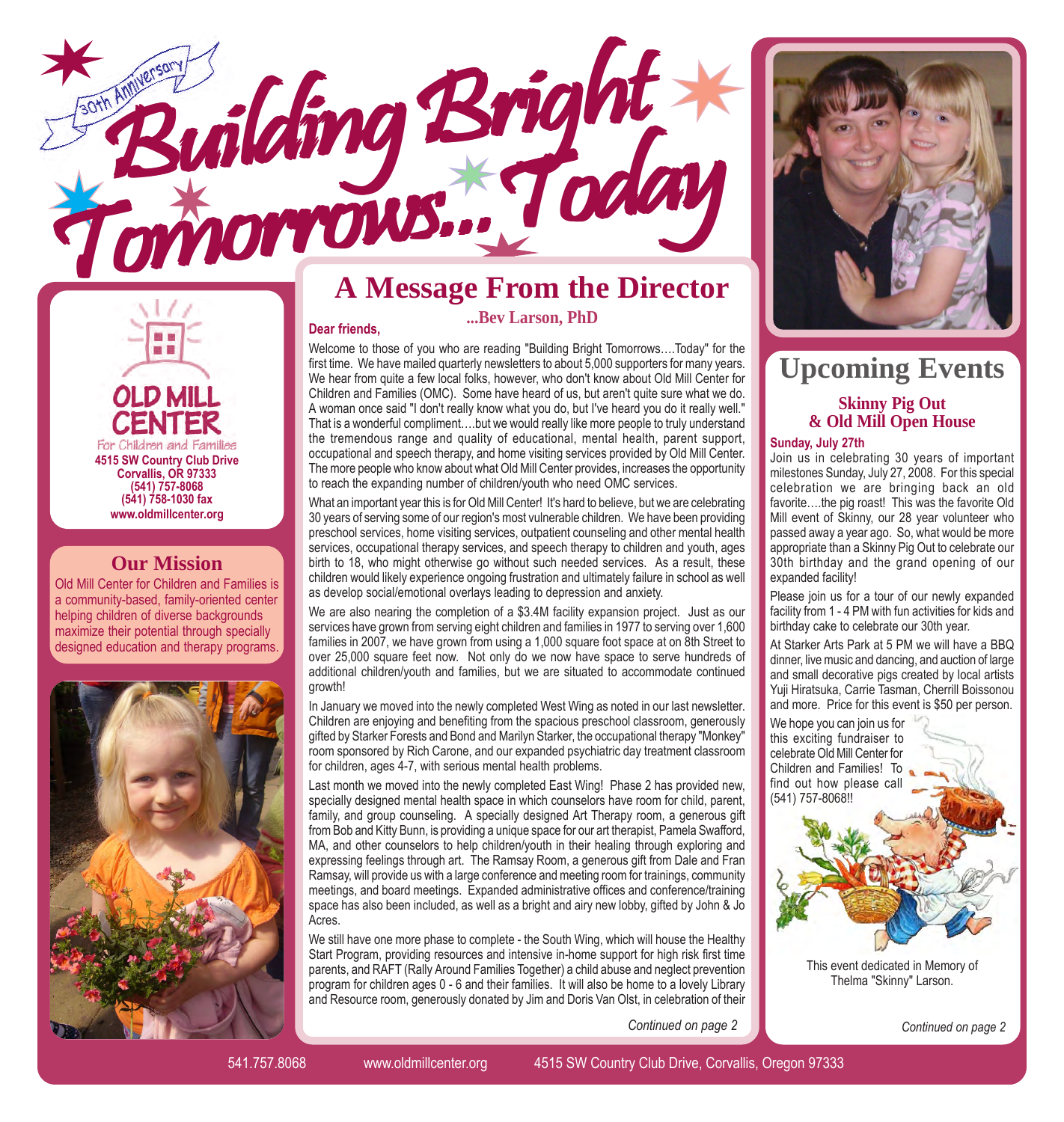# Building Bright Tomorrows... Today

30th Anniversary

**OLD MILL CENTER**
For Children and Families
**4515 SW Country Club Drive**
**Corvallis, OR 97333**
**(541) 757-8068**
**(541) 758-1030 fax**
**www.oldmillcenter.org**

## Our Mission

Old Mill Center for Children and Families is a community-based, family-oriented center helping children of diverse backgrounds maximize their potential through specially designed education and therapy programs.

## A Message From the Director

**...Bev Larson, PhD**

**Dear friends,**

Welcome to those of you who are reading "Building Bright Tomorrows….Today" for the first time. We have mailed quarterly newsletters to about 5,000 supporters for many years. We hear from quite a few local folks, however, who don't know about Old Mill Center for Children and Families (OMC). Some have heard of us, but aren't quite sure what we do. A woman once said "I don't really know what you do, but I've heard you do it really well." That is a wonderful compliment….but we would really like more people to truly understand the tremendous range and quality of educational, mental health, parent support, occupational and speech therapy, and home visiting services provided by Old Mill Center. The more people who know about what Old Mill Center provides, increases the opportunity to reach the expanding number of children/youth who need OMC services.

What an important year this is for Old Mill Center! It's hard to believe, but we are celebrating 30 years of serving some of our region's most vulnerable children. We have been providing preschool services, home visiting services, outpatient counseling and other mental health services, occupational therapy services, and speech therapy to children and youth, ages birth to 18, who might otherwise go without such needed services. As a result, these children would likely experience ongoing frustration and ultimately failure in school as well as develop social/emotional overlays leading to depression and anxiety.

We are also nearing the completion of a $3.4M facility expansion project. Just as our services have grown from serving eight children and families in 1977 to serving over 1,600 families in 2007, we have grown from using a 1,000 square foot space at on 8th Street to over 25,000 square feet now. Not only do we now have space to serve hundreds of additional children/youth and families, but we are situated to accommodate continued growth!

In January we moved into the newly completed West Wing as noted in our last newsletter. Children are enjoying and benefiting from the spacious preschool classroom, generously gifted by Starker Forests and Bond and Marilyn Starker, the occupational therapy "Monkey" room sponsored by Rich Carone, and our expanded psychiatric day treatment classroom for children, ages 4-7, with serious mental health problems.

Last month we moved into the newly completed East Wing! Phase 2 has provided new, specially designed mental health space in which counselors have room for child, parent, family, and group counseling. A specially designed Art Therapy room, a generous gift from Bob and Kitty Bunn, is providing a unique space for our art therapist, Pamela Swafford, MA, and other counselors to help children/youth in their healing through exploring and expressing feelings through art. The Ramsay Room, a generous gift from Dale and Fran Ramsay, will provide us with a large conference and meeting room for trainings, community meetings, and board meetings. Expanded administrative offices and conference/training space has also been included, as well as a bright and airy new lobby, gifted by John & Jo Acres.

We still have one more phase to complete - the South Wing, which will house the Healthy Start Program, providing resources and intensive in-home support for high risk first time parents, and RAFT (Rally Around Families Together) a child abuse and neglect prevention program for children ages 0 - 6 and their families. It will also be home to a lovely Library and Resource room, generously donated by Jim and Doris Van Olst, in celebration of their

*Continued on page 2*

## Upcoming Events

### Skinny Pig Out & Old Mill Open House

**Sunday, July 27th**

Join us in celebrating 30 years of important milestones Sunday, July 27, 2008. For this special celebration we are bringing back an old favorite….the pig roast! This was the favorite Old Mill event of Skinny, our 28 year volunteer who passed away a year ago. So, what would be more appropriate than a Skinny Pig Out to celebrate our 30th birthday and the grand opening of our expanded facility!

Please join us for a tour of our newly expanded facility from 1 - 4 PM with fun activities for kids and birthday cake to celebrate our 30th year.

At Starker Arts Park at 5 PM we will have a BBQ dinner, live music and dancing, and auction of large and small decorative pigs created by local artists Yuji Hiratsuka, Carrie Tasman, Cherrill Boissonou and more. Price for this event is $50 per person.

We hope you can join us for this exciting fundraiser to celebrate Old Mill Center for Children and Families! To find out how please call (541) 757-8068!!

This event dedicated in Memory of Thelma "Skinny" Larson.

*Continued on page 2*

541.757.8068 www.oldmillcenter.org 4515 SW Country Club Drive, Corvallis, Oregon 97333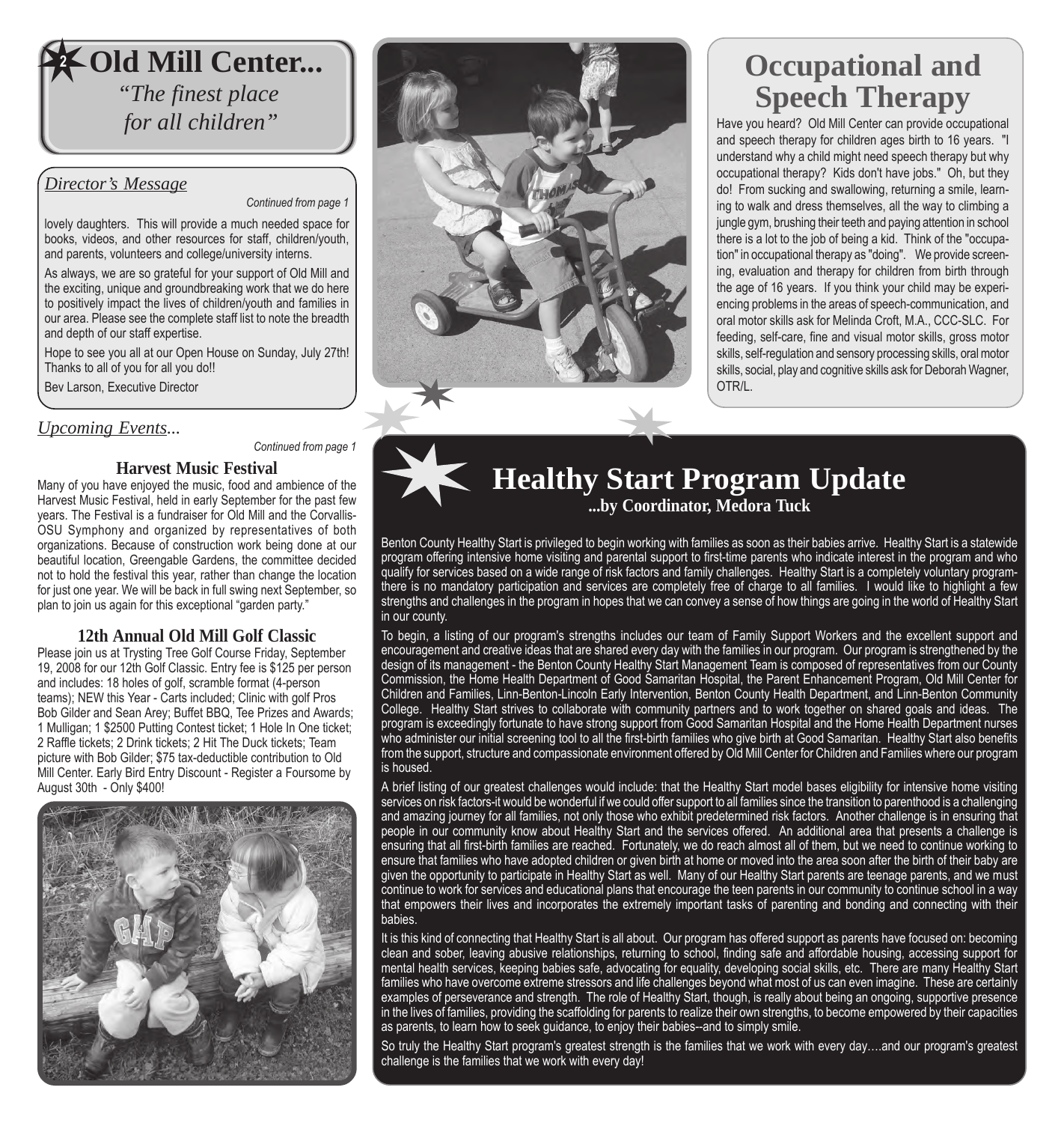# Old Mill Center...

*"The finest place for all children"*

## *Director's Message*

*Continued from page 1*

lovely daughters. This will provide a much needed space for books, videos, and other resources for staff, children/youth, and parents, volunteers and college/university interns.

As always, we are so grateful for your support of Old Mill and the exciting, unique and groundbreaking work that we do here to positively impact the lives of children/youth and families in our area. Please see the complete staff list to note the breadth and depth of our staff expertise.

Hope to see you all at our Open House on Sunday, July 27th! Thanks to all of you for all you do!!

Bev Larson, Executive Director

## *Upcoming Events...*

*Continued from page 1*

### Harvest Music Festival

Many of you have enjoyed the music, food and ambience of the Harvest Music Festival, held in early September for the past few years. The Festival is a fundraiser for Old Mill and the Corvallis-OSU Symphony and organized by representatives of both organizations. Because of construction work being done at our beautiful location, Greengable Gardens, the committee decided not to hold the festival this year, rather than change the location for just one year. We will be back in full swing next September, so plan to join us again for this exceptional "garden party."

### 12th Annual Old Mill Golf Classic

Please join us at Trysting Tree Golf Course Friday, September 19, 2008 for our 12th Golf Classic. Entry fee is $125 per person and includes: 18 holes of golf, scramble format (4-person teams); NEW this Year - Carts included; Clinic with golf Pros Bob Gilder and Sean Arey; Buffet BBQ, Tee Prizes and Awards; 1 Mulligan; 1 $2500 Putting Contest ticket; 1 Hole In One ticket; 2 Raffle tickets; 2 Drink tickets; 2 Hit The Duck tickets; Team picture with Bob Gilder; $75 tax-deductible contribution to Old Mill Center. Early Bird Entry Discount - Register a Foursome by August 30th - Only $400!

## Occupational and Speech Therapy

Have you heard? Old Mill Center can provide occupational and speech therapy for children ages birth to 16 years. "I understand why a child might need speech therapy but why occupational therapy? Kids don't have jobs." Oh, but they do! From sucking and swallowing, returning a smile, learning to walk and dress themselves, all the way to climbing a jungle gym, brushing their teeth and paying attention in school there is a lot to the job of being a kid. Think of the "occupation" in occupational therapy as "doing". We provide screening, evaluation and therapy for children from birth through the age of 16 years. If you think your child may be experiencing problems in the areas of speech-communication, and oral motor skills ask for Melinda Croft, M.A., CCC-SLC. For feeding, self-care, fine and visual motor skills, gross motor skills, self-regulation and sensory processing skills, oral motor skills, social, play and cognitive skills ask for Deborah Wagner, OTR/L.

## Healthy Start Program Update

**...by Coordinator, Medora Tuck**

Benton County Healthy Start is privileged to begin working with families as soon as their babies arrive. Healthy Start is a statewide program offering intensive home visiting and parental support to first-time parents who indicate interest in the program and who qualify for services based on a wide range of risk factors and family challenges. Healthy Start is a completely voluntary program-there is no mandatory participation and services are completely free of charge to all families. I would like to highlight a few strengths and challenges in the program in hopes that we can convey a sense of how things are going in the world of Healthy Start in our county.

To begin, a listing of our program's strengths includes our team of Family Support Workers and the excellent support and encouragement and creative ideas that are shared every day with the families in our program. Our program is strengthened by the design of its management - the Benton County Healthy Start Management Team is composed of representatives from our County Commission, the Home Health Department of Good Samaritan Hospital, the Parent Enhancement Program, Old Mill Center for Children and Families, Linn-Benton-Lincoln Early Intervention, Benton County Health Department, and Linn-Benton Community College. Healthy Start strives to collaborate with community partners and to work together on shared goals and ideas. The program is exceedingly fortunate to have strong support from Good Samaritan Hospital and the Home Health Department nurses who administer our initial screening tool to all the first-birth families who give birth at Good Samaritan. Healthy Start also benefits from the support, structure and compassionate environment offered by Old Mill Center for Children and Families where our program is housed.

A brief listing of our greatest challenges would include: that the Healthy Start model bases eligibility for intensive home visiting services on risk factors-it would be wonderful if we could offer support to all families since the transition to parenthood is a challenging and amazing journey for all families, not only those who exhibit predetermined risk factors. Another challenge is in ensuring that people in our community know about Healthy Start and the services offered. An additional area that presents a challenge is ensuring that all first-birth families are reached. Fortunately, we do reach almost all of them, but we need to continue working to ensure that families who have adopted children or given birth at home or moved into the area soon after the birth of their baby are given the opportunity to participate in Healthy Start as well. Many of our Healthy Start parents are teenage parents, and we must continue to work for services and educational plans that encourage the teen parents in our community to continue school in a way that empowers their lives and incorporates the extremely important tasks of parenting and bonding and connecting with their babies.

It is this kind of connecting that Healthy Start is all about. Our program has offered support as parents have focused on: becoming clean and sober, leaving abusive relationships, returning to school, finding safe and affordable housing, accessing support for mental health services, keeping babies safe, advocating for equality, developing social skills, etc. There are many Healthy Start families who have overcome extreme stressors and life challenges beyond what most of us can even imagine. These are certainly examples of perseverance and strength. The role of Healthy Start, though, is really about being an ongoing, supportive presence in the lives of families, providing the scaffolding for parents to realize their own strengths, to become empowered by their capacities as parents, to learn how to seek guidance, to enjoy their babies--and to simply smile.

So truly the Healthy Start program's greatest strength is the families that we work with every day….and our program's greatest challenge is the families that we work with every day!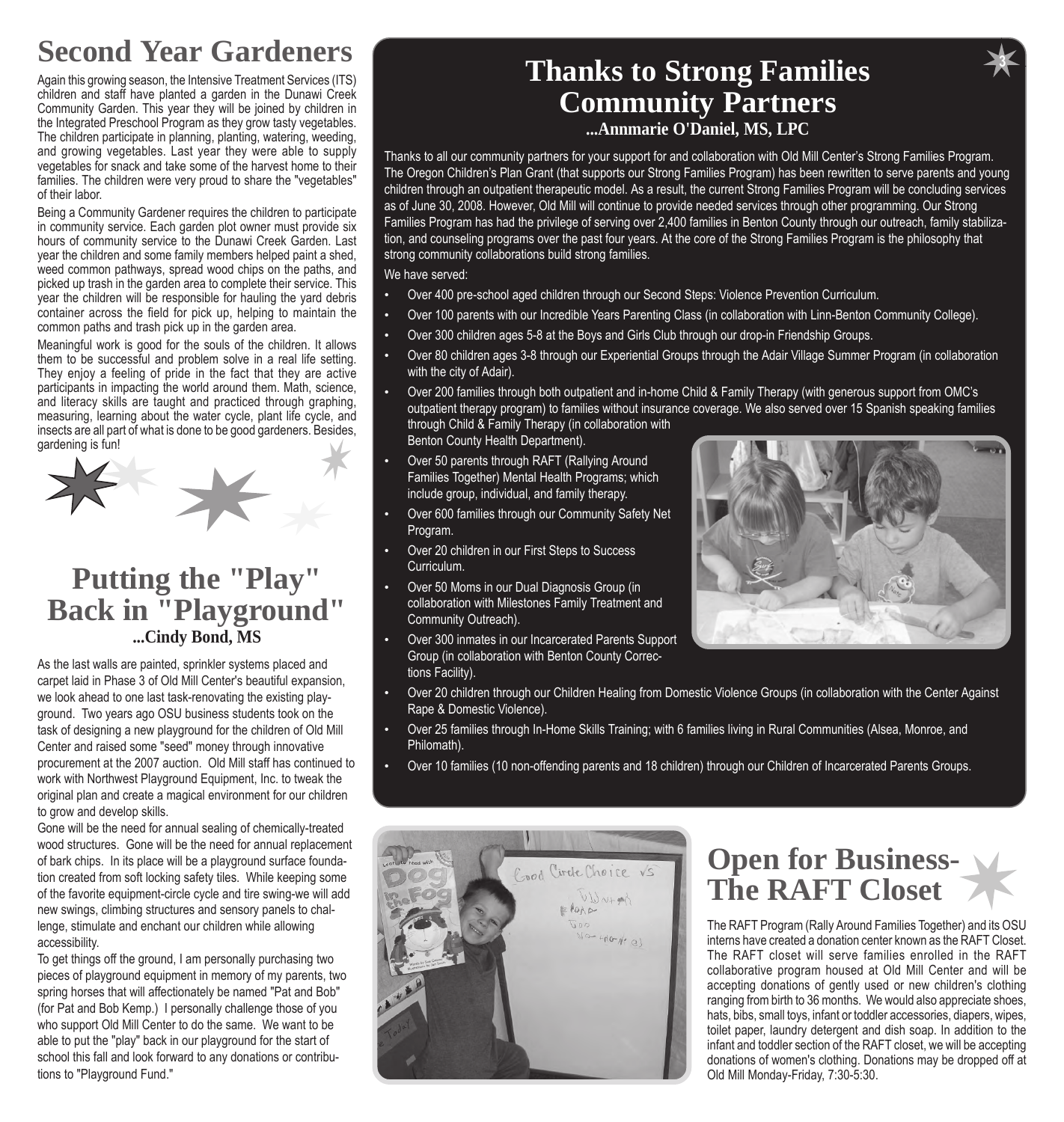# Second Year Gardeners

Again this growing season, the Intensive Treatment Services (ITS) children and staff have planted a garden in the Dunawi Creek Community Garden. This year they will be joined by children in the Integrated Preschool Program as they grow tasty vegetables. The children participate in planning, planting, watering, weeding, and growing vegetables. Last year they were able to supply vegetables for snack and take some of the harvest home to their families. The children were very proud to share the "vegetables" of their labor.

Being a Community Gardener requires the children to participate in community service. Each garden plot owner must provide six hours of community service to the Dunawi Creek Garden. Last year the children and some family members helped paint a shed, weed common pathways, spread wood chips on the paths, and picked up trash in the garden area to complete their service. This year the children will be responsible for hauling the yard debris container across the field for pick up, helping to maintain the common paths and trash pick up in the garden area.

Meaningful work is good for the souls of the children. It allows them to be successful and problem solve in a real life setting. They enjoy a feeling of pride in the fact that they are active participants in impacting the world around them. Math, science, and literacy skills are taught and practiced through graphing, measuring, learning about the water cycle, plant life cycle, and insects are all part of what is done to be good gardeners. Besides, gardening is fun!

# Putting the "Play" Back in "Playground"

**...Cindy Bond, MS**

As the last walls are painted, sprinkler systems placed and carpet laid in Phase 3 of Old Mill Center's beautiful expansion, we look ahead to one last task-renovating the existing playground. Two years ago OSU business students took on the task of designing a new playground for the children of Old Mill Center and raised some "seed" money through innovative procurement at the 2007 auction. Old Mill staff has continued to work with Northwest Playground Equipment, Inc. to tweak the original plan and create a magical environment for our children to grow and develop skills.

Gone will be the need for annual sealing of chemically-treated wood structures. Gone will be the need for annual replacement of bark chips. In its place will be a playground surface foundation created from soft locking safety tiles. While keeping some of the favorite equipment-circle cycle and tire swing-we will add new swings, climbing structures and sensory panels to challenge, stimulate and enchant our children while allowing accessibility.

To get things off the ground, I am personally purchasing two pieces of playground equipment in memory of my parents, two spring horses that will affectionately be named "Pat and Bob" (for Pat and Bob Kemp.) I personally challenge those of you who support Old Mill Center to do the same. We want to be able to put the "play" back in our playground for the start of school this fall and look forward to any donations or contributions to "Playground Fund."

# Thanks to Strong Families Community Partners

**...Annmarie O'Daniel, MS, LPC**

Thanks to all our community partners for your support for and collaboration with Old Mill Center's Strong Families Program. The Oregon Children's Plan Grant (that supports our Strong Families Program) has been rewritten to serve parents and young children through an outpatient therapeutic model. As a result, the current Strong Families Program will be concluding services as of June 30, 2008. However, Old Mill will continue to provide needed services through other programming. Our Strong Families Program has had the privilege of serving over 2,400 families in Benton County through our outreach, family stabilization, and counseling programs over the past four years. At the core of the Strong Families Program is the philosophy that strong community collaborations build strong families.

We have served:

- Over 400 pre-school aged children through our Second Steps: Violence Prevention Curriculum.
- Over 100 parents with our Incredible Years Parenting Class (in collaboration with Linn-Benton Community College).
- Over 300 children ages 5-8 at the Boys and Girls Club through our drop-in Friendship Groups.
- Over 80 children ages 3-8 through our Experiential Groups through the Adair Village Summer Program (in collaboration with the city of Adair).
- Over 200 families through both outpatient and in-home Child & Family Therapy (with generous support from OMC's outpatient therapy program) to families without insurance coverage. We also served over 15 Spanish speaking families through Child & Family Therapy (in collaboration with Benton County Health Department).
- Over 50 parents through RAFT (Rallying Around Families Together) Mental Health Programs; which include group, individual, and family therapy.
- Over 600 families through our Community Safety Net Program.
- Over 20 children in our First Steps to Success Curriculum.
- Over 50 Moms in our Dual Diagnosis Group (in collaboration with Milestones Family Treatment and Community Outreach).
- Over 300 inmates in our Incarcerated Parents Support Group (in collaboration with Benton County Corrections Facility).
- Over 20 children through our Children Healing from Domestic Violence Groups (in collaboration with the Center Against Rape & Domestic Violence).
- Over 25 families through In-Home Skills Training; with 6 families living in Rural Communities (Alsea, Monroe, and Philomath).
- Over 10 families (10 non-offending parents and 18 children) through our Children of Incarcerated Parents Groups.

# Open for Business- The RAFT Closet

The RAFT Program (Rally Around Families Together) and its OSU interns have created a donation center known as the RAFT Closet. The RAFT closet will serve families enrolled in the RAFT collaborative program housed at Old Mill Center and will be accepting donations of gently used or new children's clothing ranging from birth to 36 months. We would also appreciate shoes, hats, bibs, small toys, infant or toddler accessories, diapers, wipes, toilet paper, laundry detergent and dish soap. In addition to the infant and toddler section of the RAFT closet, we will be accepting donations of women's clothing. Donations may be dropped off at Old Mill Monday-Friday, 7:30-5:30.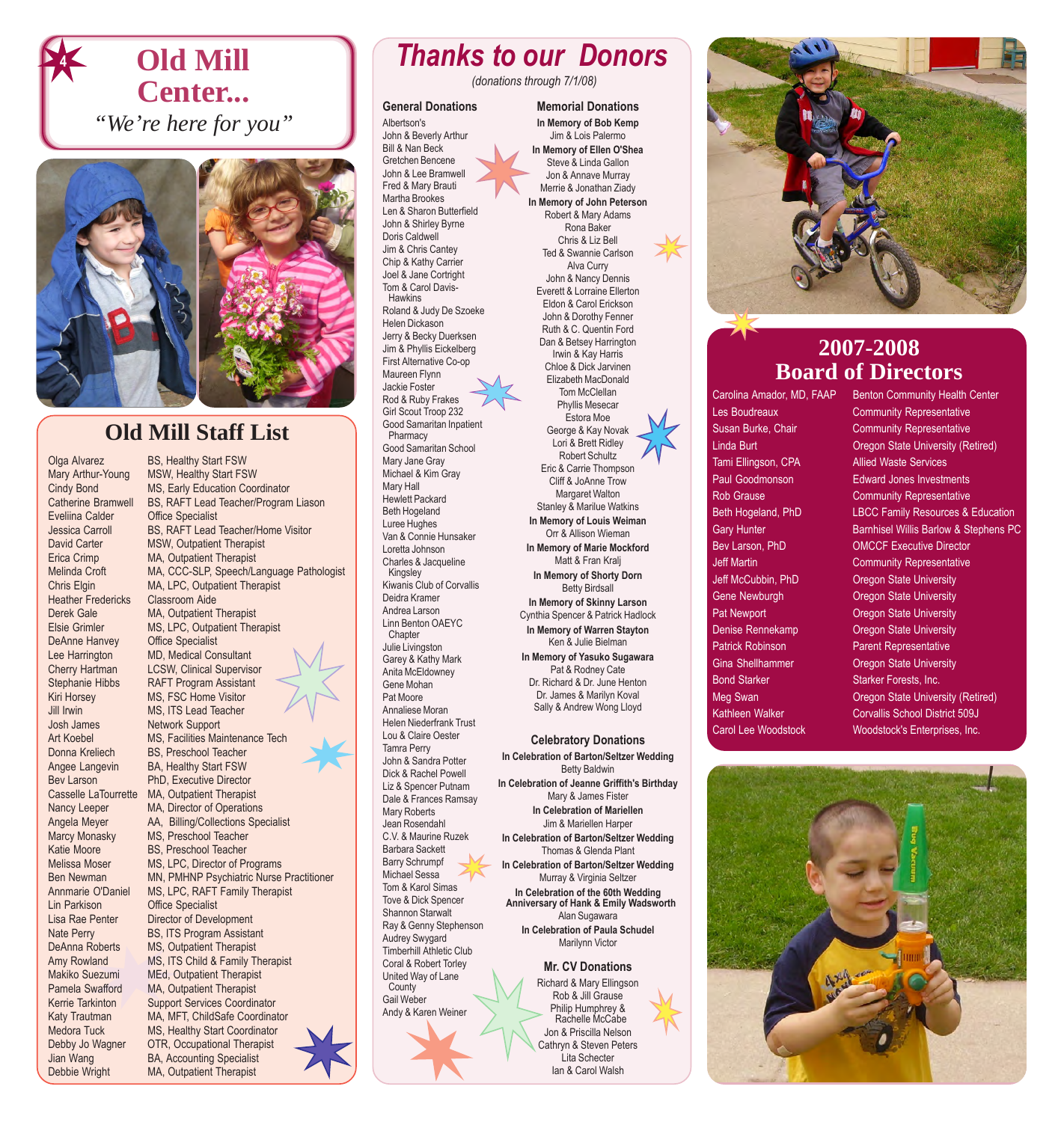# Old Mill Center...

*"We're here for you"*

## Old Mill Staff List

| | |
|---|---|
| Olga Alvarez | BS, Healthy Start FSW |
| Mary Arthur-Young | MSW, Healthy Start FSW |
| Cindy Bond | MS, Early Education Coordinator |
| Catherine Bramwell | BS, RAFT Lead Teacher/Program Liason |
| Eveliina Calder | Office Specialist |
| Jessica Carroll | BS, RAFT Lead Teacher/Home Visitor |
| David Carter | MSW, Outpatient Therapist |
| Erica Crimp | MA, Outpatient Therapist |
| Melinda Croft | MA, CCC-SLP, Speech/Language Pathologist |
| Chris Elgin | MA, LPC, Outpatient Therapist |
| Heather Fredericks | Classroom Aide |
| Derek Gale | MA, Outpatient Therapist |
| Elsie Grimler | MS, LPC, Outpatient Therapist |
| DeAnne Hanvey | Office Specialist |
| Lee Harrington | MD, Medical Consultant |
| Cherry Hartman | LCSW, Clinical Supervisor |
| Stephanie Hibbs | RAFT Program Assistant |
| Kiri Horsey | MS, FSC Home Visitor |
| Jill Irwin | MS, ITS Lead Teacher |
| Josh James | Network Support |
| Art Koebel | MS, Facilities Maintenance Tech |
| Donna Kreliech | BS, Preschool Teacher |
| Angee Langevin | BA, Healthy Start FSW |
| Bev Larson | PhD, Executive Director |
| Casselle LaTourrette | MA, Outpatient Therapist |
| Nancy Leeper | MA, Director of Operations |
| Angela Meyer | AA, Billing/Collections Specialist |
| Marcy Monasky | MS, Preschool Teacher |
| Katie Moore | BS, Preschool Teacher |
| Melissa Moser | MS, LPC, Director of Programs |
| Ben Newman | MN, PMHNP Psychiatric Nurse Practitioner |
| Annmarie O'Daniel | MS, LPC, RAFT Family Therapist |
| Lin Parkison | Office Specialist |
| Lisa Rae Penter | Director of Development |
| Nate Perry | BS, ITS Program Assistant |
| DeAnna Roberts | MS, Outpatient Therapist |
| Amy Rowland | MS, ITS Child & Family Therapist |
| Makiko Suezumi | MEd, Outpatient Therapist |
| Pamela Swafford | MA, Outpatient Therapist |
| Kerrie Tarkinton | Support Services Coordinator |
| Katy Trautman | MA, MFT, ChildSafe Coordinator |
| Medora Tuck | MS, Healthy Start Coordinator |
| Debby Jo Wagner | OTR, Occupational Therapist |
| Jian Wang | BA, Accounting Specialist |
| Debbie Wright | MA, Outpatient Therapist |

# Thanks to our Donors

*(donations through 7/1/08)*

### General Donations

Albertson's
John & Beverly Arthur
Bill & Nan Beck
Gretchen Bencene
John & Lee Bramwell
Fred & Mary Brauti
Martha Brookes
Len & Sharon Butterfield
John & Shirley Byrne
Doris Caldwell
Jim & Chris Cantey
Chip & Kathy Carrier
Joel & Jane Cortright
Tom & Carol Davis-Hawkins
Roland & Judy De Szoeke
Helen Dickason
Jerry & Becky Duerksen
Jim & Phyllis Eickelberg
First Alternative Co-op
Maureen Flynn
Jackie Foster
Rod & Ruby Frakes
Girl Scout Troop 232
Good Samaritan Inpatient Pharmacy
Good Samaritan School
Mary Jane Gray
Michael & Kim Gray
Mary Hall
Hewlett Packard
Beth Hogeland
Luree Hughes
Van & Connie Hunsaker
Loretta Johnson
Charles & Jacqueline Kingsley
Kiwanis Club of Corvallis
Deidra Kramer
Andrea Larson
Linn Benton OAEYC Chapter
Julie Livingston
Garey & Kathy Mark
Anita McEldowney
Gene Mohan
Pat Moore
Annaliese Moran
Helen Niederfrank Trust
Lou & Claire Oester
Tamra Perry
John & Sandra Potter
Dick & Rachel Powell
Liz & Spencer Putnam
Dale & Frances Ramsay
Mary Roberts
Jean Rosendahl
C.V. & Maurine Ruzek
Barbara Sackett
Barry Schrumpf
Michael Sessa
Tom & Karol Simas
Tove & Dick Spencer
Shannon Starwalt
Ray & Genny Stephenson
Audrey Swygard
Timberhill Athletic Club
Coral & Robert Torley
United Way of Lane County
Gail Weber
Andy & Karen Weiner

### Memorial Donations

**In Memory of Bob Kemp**
Jim & Lois Palermo

**In Memory of Ellen O'Shea**
Steve & Linda Gallon
Jon & Annave Murray
Merrie & Jonathan Ziady

**In Memory of John Peterson**
Robert & Mary Adams
Rona Baker
Chris & Liz Bell
Ted & Swannie Carlson
Alva Curry
John & Nancy Dennis
Everett & Lorraine Ellerton
Eldon & Carol Erickson
John & Dorothy Fenner
Ruth & C. Quentin Ford
Dan & Betsey Harrington
Irwin & Kay Harris
Chloe & Dick Jarvinen
Elizabeth MacDonald
Tom McClellan
Phyllis Mesecar
Estora Moe
George & Kay Novak
Lori & Brett Ridley
Robert Schultz
Eric & Carrie Thompson
Cliff & JoAnne Trow
Margaret Walton
Stanley & Marilue Watkins

**In Memory of Louis Weiman**
Orr & Allison Wieman

**In Memory of Marie Mockford**
Matt & Fran Kralj

**In Memory of Shorty Dorn**
Betty Birdsall

**In Memory of Skinny Larson**
Cynthia Spencer & Patrick Hadlock

**In Memory of Warren Stayton**
Ken & Julie Bielman

**In Memory of Yasuko Sugawara**
Pat & Rodney Cate
Dr. Richard & Dr. June Henton
Dr. James & Marilyn Koval
Sally & Andrew Wong Lloyd

### Celebratory Donations

**In Celebration of Barton/Seltzer Wedding**
Betty Baldwin

**In Celebration of Jeanne Griffith's Birthday**
Mary & James Fister

**In Celebration of Mariellen**
Jim & Mariellen Harper

**In Celebration of Barton/Seltzer Wedding**
Thomas & Glenda Plant

**In Celebration of Barton/Seltzer Wedding**
Murray & Virginia Seltzer

**In Celebration of the 60th Wedding Anniversary of Hank & Emily Wadsworth**
Alan Sugawara

**In Celebration of Paula Schudel**
Marilynn Victor

### Mr. CV Donations

Richard & Mary Ellingson
Rob & Jill Grause
Philip Humphrey & Rachelle McCabe
Jon & Priscilla Nelson
Cathryn & Steven Peters
Lita Schecter
Ian & Carol Walsh

## 2007-2008 Board of Directors

| | |
|---|---|
| Carolina Amador, MD, FAAP | Benton Community Health Center |
| Les Boudreaux | Community Representative |
| Susan Burke, Chair | Community Representative |
| Linda Burt | Oregon State University (Retired) |
| Tami Ellingson, CPA | Allied Waste Services |
| Paul Goodmonson | Edward Jones Investments |
| Rob Grause | Community Representative |
| Beth Hogeland, PhD | LBCC Family Resources & Education |
| Gary Hunter | Barnhisel Willis Barlow & Stephens PC |
| Bev Larson, PhD | OMCCF Executive Director |
| Jeff Martin | Community Representative |
| Jeff McCubbin, PhD | Oregon State University |
| Gene Newburgh | Oregon State University |
| Pat Newport | Oregon State University |
| Denise Rennekamp | Oregon State University |
| Patrick Robinson | Parent Representative |
| Gina Shellhammer | Oregon State University |
| Bond Starker | Starker Forests, Inc. |
| Meg Swan | Oregon State University (Retired) |
| Kathleen Walker | Corvallis School District 509J |
| Carol Lee Woodstock | Woodstock's Enterprises, Inc. |